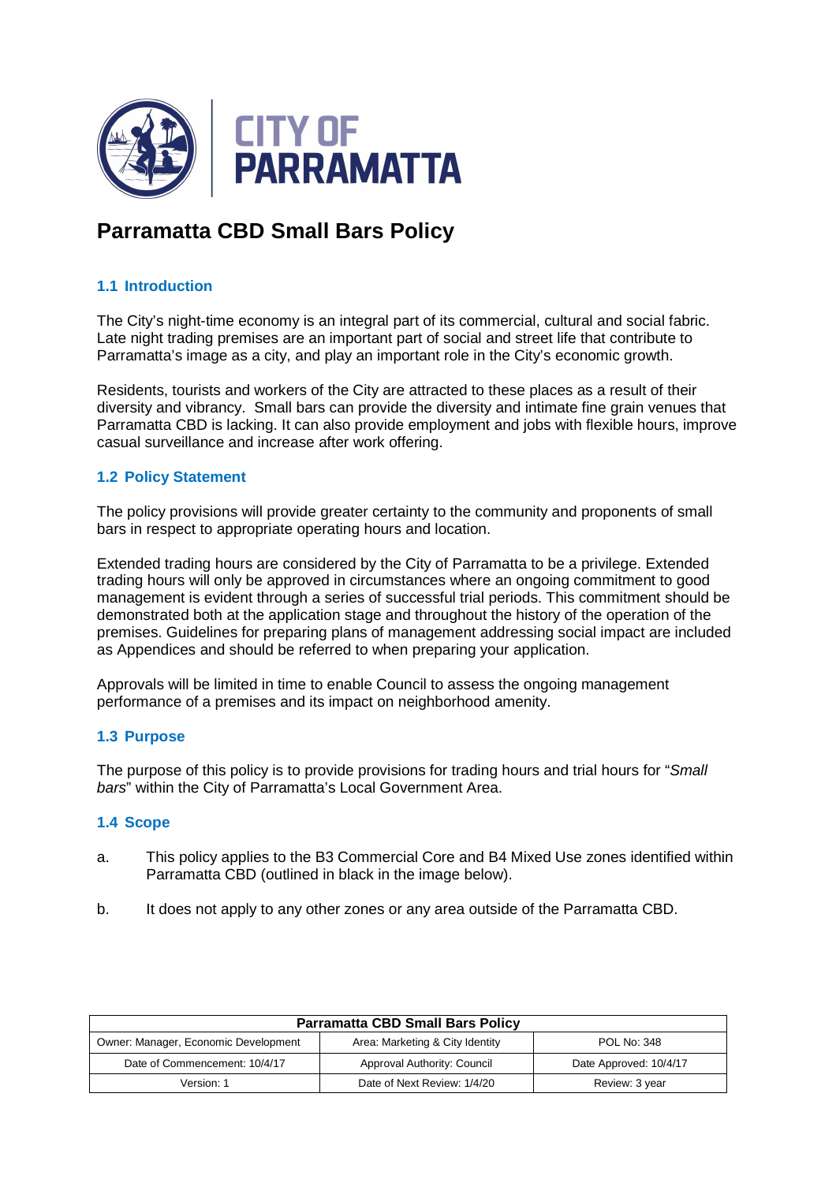# Parramatta CBD Small Bars Policy

## 1.1 Introduction

The City's night-time economy is an integral part of its commercial, cultural and social fabric. Late night trading premises are an important part of social and street life that contribute to Parramatta's image as a city, and play an important role in the City's economic growth.

Residents, tourists and workers of the City are attracted to these places as a result of their diversity and vibrancy. Small bars can provide the diversity and intimate fine grain venues that Parramatta CBD is lacking. It can also provide employment and jobs with flexible hours, improve casual surveillance and increase after work offering.

## 1.2 Policy Statement

The policy provisions will provide greater certainty to the community and proponents of small bars in respect to appropriate operating hours and location.

Extended trading hours are considered by the City of Parramatta to be a privilege. Extended trading hours will only be approved in circumstances where an ongoing commitment to good management is evident through a series of successful trial periods. This commitment should be demonstrated both at the application stage and throughout the history of the operation of the premises. Guidelines for preparing plans of management addressing social impact are included as Appendices and should be referred to when preparing your application.

Approvals will be limited in time to enable Council to assess the ongoing management performance of a premises and its impact on neighborhood amenity.

## 1.3 Purpose

The purpose of this policy is to provide provisions for trading hours and trial hours for "*Small bars*" within the City of Parramatta's Local Government Area.

## 1.4 Scope

a. This policy applies to the B3 Commercial Core and B4 Mixed Use zones identified within Parramatta CBD (outlined in black in the image below).

b. It does not apply to any other zones or any area outside of the Parramatta CBD.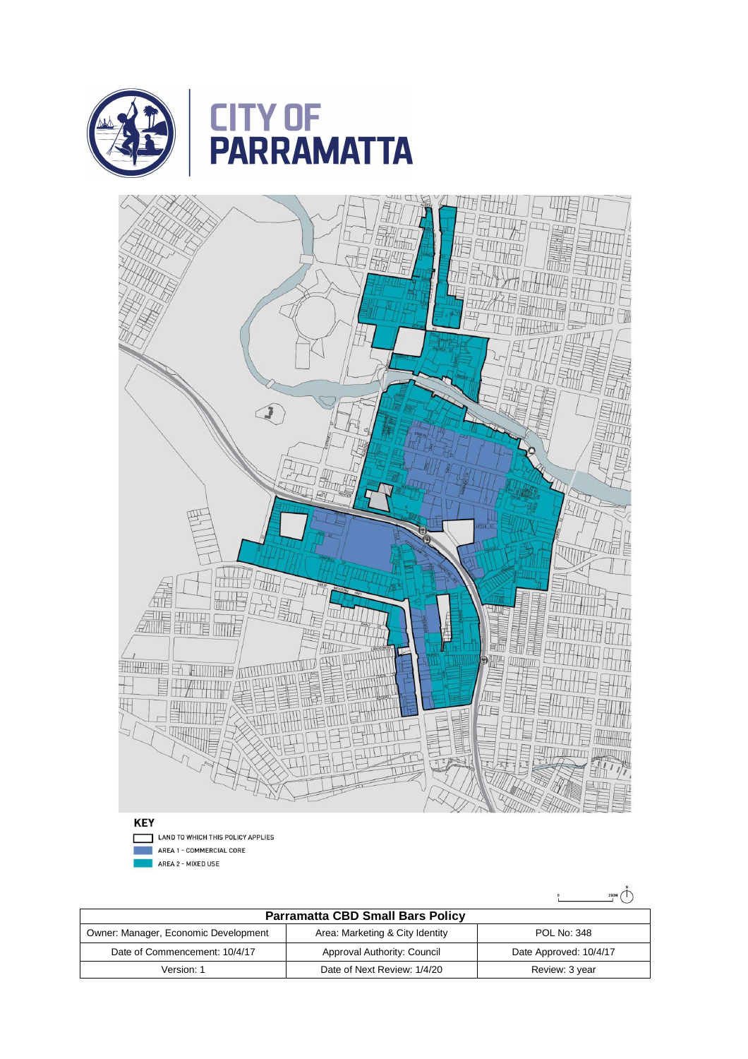**CITY OF PARRAMATTA**

**KEY**

- LAND TO WHICH THIS POLICY APPLIES
- AREA 1 - COMMERCIAL CORE
- AREA 2 - MIXED USE

| Parramatta CBD Small Bars Policy | | |
|---|---|---|
| Owner: Manager, Economic Development | Area: Marketing & City Identity | POL No: 348 |
| Date of Commencement: 10/4/17 | Approval Authority: Council | Date Approved: 10/4/17 |
| Version: 1 | Date of Next Review: 1/4/20 | Review: 3 year |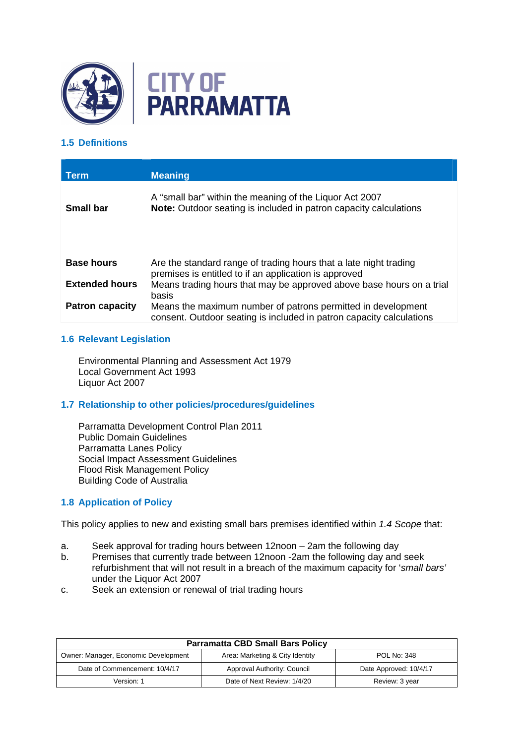### 1.5 Definitions

| Term | Meaning |
|---|---|
| **Small bar** | A "small bar" within the meaning of the Liquor Act 2007<br>**Note:** Outdoor seating is included in patron capacity calculations |
| **Base hours** | Are the standard range of trading hours that a late night trading premises is entitled to if an application is approved |
| **Extended hours** | Means trading hours that may be approved above base hours on a trial basis |
| **Patron capacity** | Means the maximum number of patrons permitted in development consent. Outdoor seating is included in patron capacity calculations |

### 1.6 Relevant Legislation

Environmental Planning and Assessment Act 1979
Local Government Act 1993
Liquor Act 2007

### 1.7 Relationship to other policies/procedures/guidelines

Parramatta Development Control Plan 2011
Public Domain Guidelines
Parramatta Lanes Policy
Social Impact Assessment Guidelines
Flood Risk Management Policy
Building Code of Australia

### 1.8 Application of Policy

This policy applies to new and existing small bars premises identified within *1.4 Scope* that:

a. Seek approval for trading hours between 12noon – 2am the following day
b. Premises that currently trade between 12noon -2am the following day and seek refurbishment that will not result in a breach of the maximum capacity for '*small bars'* under the Liquor Act 2007
c. Seek an extension or renewal of trial trading hours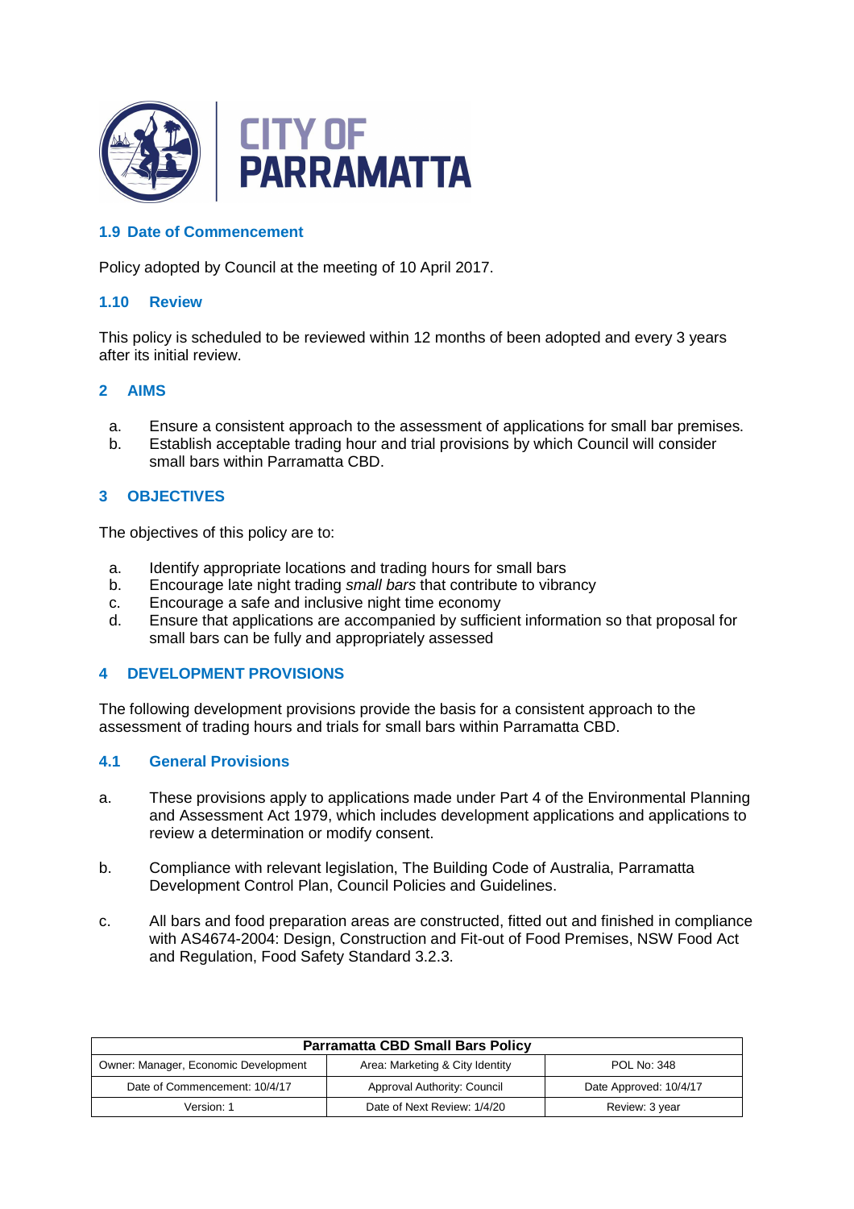### 1.9 Date of Commencement

Policy adopted by Council at the meeting of 10 April 2017.

### 1.10 Review

This policy is scheduled to be reviewed within 12 months of been adopted and every 3 years after its initial review.

## 2 AIMS

a. Ensure a consistent approach to the assessment of applications for small bar premises.
b. Establish acceptable trading hour and trial provisions by which Council will consider small bars within Parramatta CBD.

## 3 OBJECTIVES

The objectives of this policy are to:

a. Identify appropriate locations and trading hours for small bars
b. Encourage late night trading *small bars* that contribute to vibrancy
c. Encourage a safe and inclusive night time economy
d. Ensure that applications are accompanied by sufficient information so that proposal for small bars can be fully and appropriately assessed

## 4 DEVELOPMENT PROVISIONS

The following development provisions provide the basis for a consistent approach to the assessment of trading hours and trials for small bars within Parramatta CBD.

### 4.1 General Provisions

a. These provisions apply to applications made under Part 4 of the Environmental Planning and Assessment Act 1979, which includes development applications and applications to review a determination or modify consent.

b. Compliance with relevant legislation, The Building Code of Australia, Parramatta Development Control Plan, Council Policies and Guidelines.

c. All bars and food preparation areas are constructed, fitted out and finished in compliance with AS4674-2004: Design, Construction and Fit-out of Food Premises, NSW Food Act and Regulation, Food Safety Standard 3.2.3.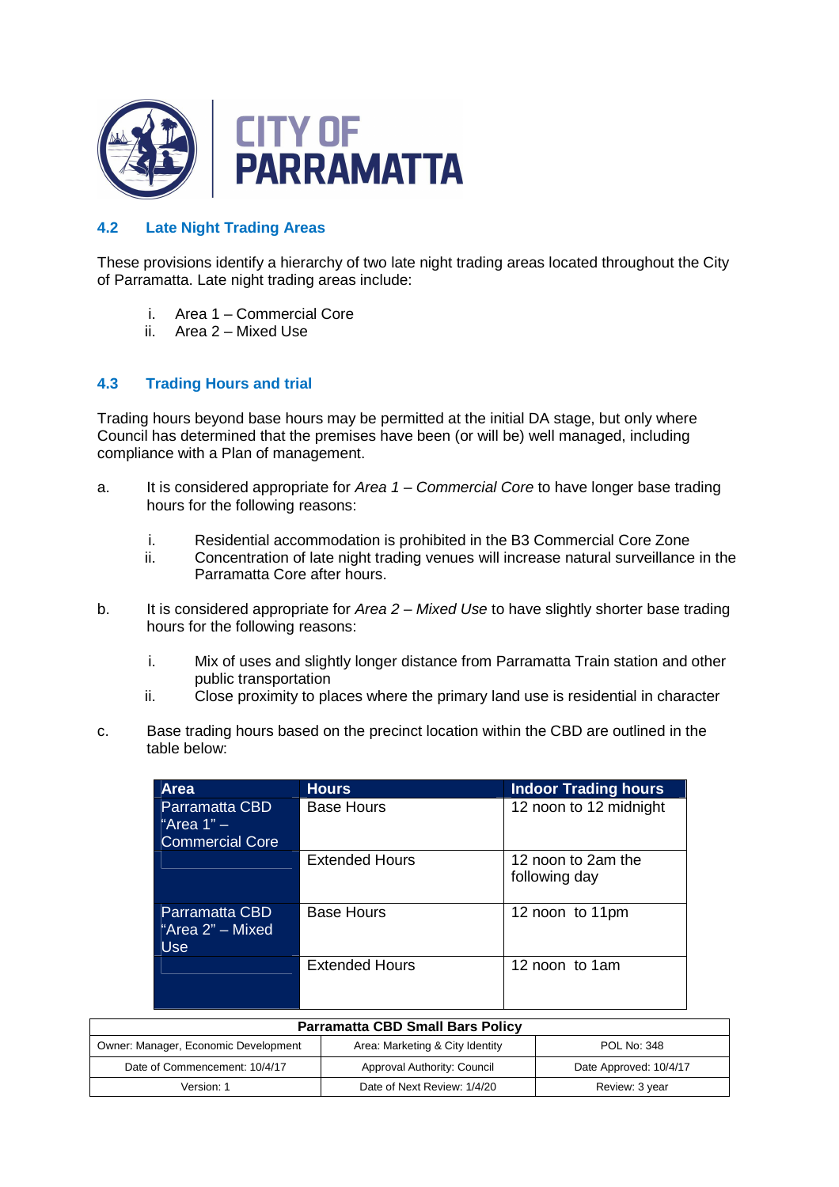## 4.2 Late Night Trading Areas

These provisions identify a hierarchy of two late night trading areas located throughout the City of Parramatta. Late night trading areas include:

i. Area 1 – Commercial Core
ii. Area 2 – Mixed Use

## 4.3 Trading Hours and trial

Trading hours beyond base hours may be permitted at the initial DA stage, but only where Council has determined that the premises have been (or will be) well managed, including compliance with a Plan of management.

a. It is considered appropriate for *Area 1 – Commercial Core* to have longer base trading hours for the following reasons:

   i. Residential accommodation is prohibited in the B3 Commercial Core Zone
   ii. Concentration of late night trading venues will increase natural surveillance in the Parramatta Core after hours.

b. It is considered appropriate for *Area 2 – Mixed Use* to have slightly shorter base trading hours for the following reasons:

   i. Mix of uses and slightly longer distance from Parramatta Train station and other public transportation
   ii. Close proximity to places where the primary land use is residential in character

c. Base trading hours based on the precinct location within the CBD are outlined in the table below:

| Area | Hours | Indoor Trading hours |
|---|---|---|
| Parramatta CBD "Area 1" – Commercial Core | Base Hours | 12 noon to 12 midnight |
| | Extended Hours | 12 noon to 2am the following day |
| Parramatta CBD "Area 2" – Mixed Use | Base Hours | 12 noon to 11pm |
| | Extended Hours | 12 noon to 1am |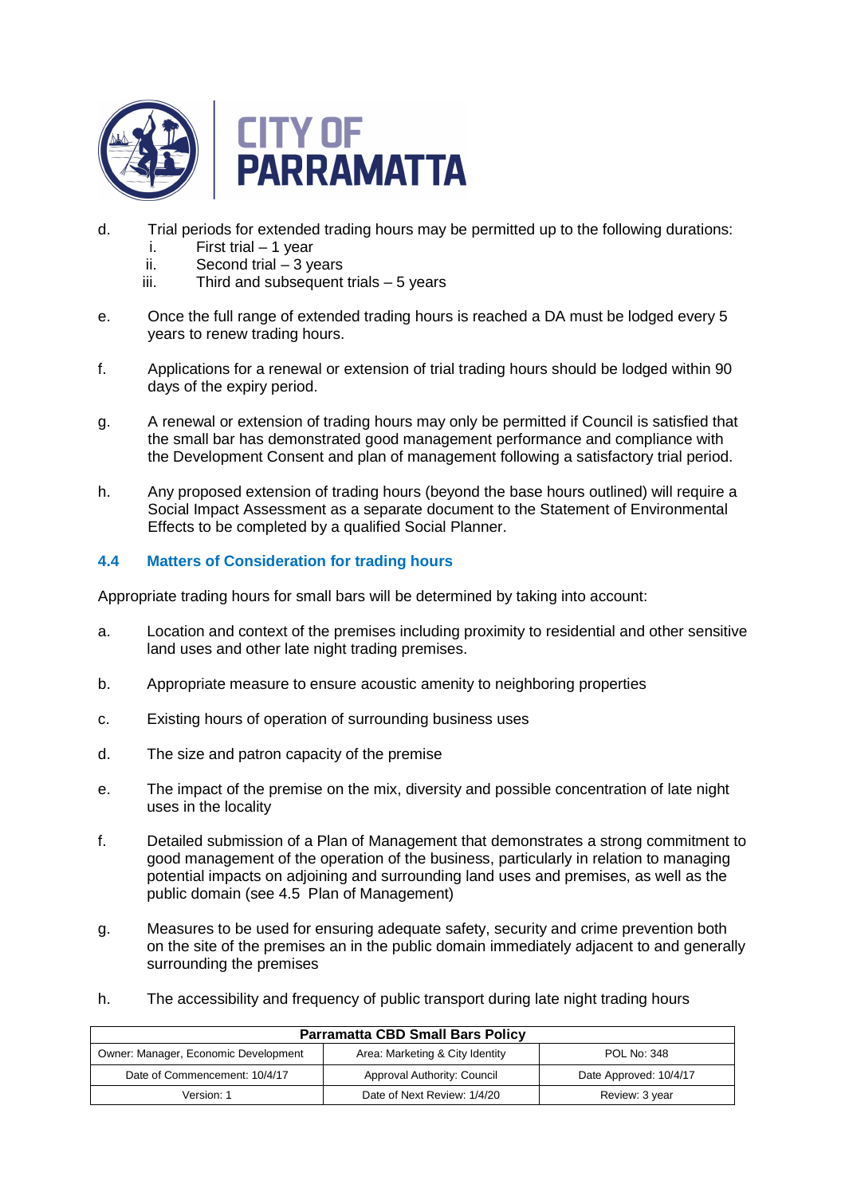d. Trial periods for extended trading hours may be permitted up to the following durations:
   i. First trial – 1 year
   ii. Second trial – 3 years
   iii. Third and subsequent trials – 5 years

e. Once the full range of extended trading hours is reached a DA must be lodged every 5 years to renew trading hours.

f. Applications for a renewal or extension of trial trading hours should be lodged within 90 days of the expiry period.

g. A renewal or extension of trading hours may only be permitted if Council is satisfied that the small bar has demonstrated good management performance and compliance with the Development Consent and plan of management following a satisfactory trial period.

h. Any proposed extension of trading hours (beyond the base hours outlined) will require a Social Impact Assessment as a separate document to the Statement of Environmental Effects to be completed by a qualified Social Planner.

### 4.4 Matters of Consideration for trading hours

Appropriate trading hours for small bars will be determined by taking into account:

a. Location and context of the premises including proximity to residential and other sensitive land uses and other late night trading premises.

b. Appropriate measure to ensure acoustic amenity to neighboring properties

c. Existing hours of operation of surrounding business uses

d. The size and patron capacity of the premise

e. The impact of the premise on the mix, diversity and possible concentration of late night uses in the locality

f. Detailed submission of a Plan of Management that demonstrates a strong commitment to good management of the operation of the business, particularly in relation to managing potential impacts on adjoining and surrounding land uses and premises, as well as the public domain (see 4.5 Plan of Management)

g. Measures to be used for ensuring adequate safety, security and crime prevention both on the site of the premises an in the public domain immediately adjacent to and generally surrounding the premises

h. The accessibility and frequency of public transport during late night trading hours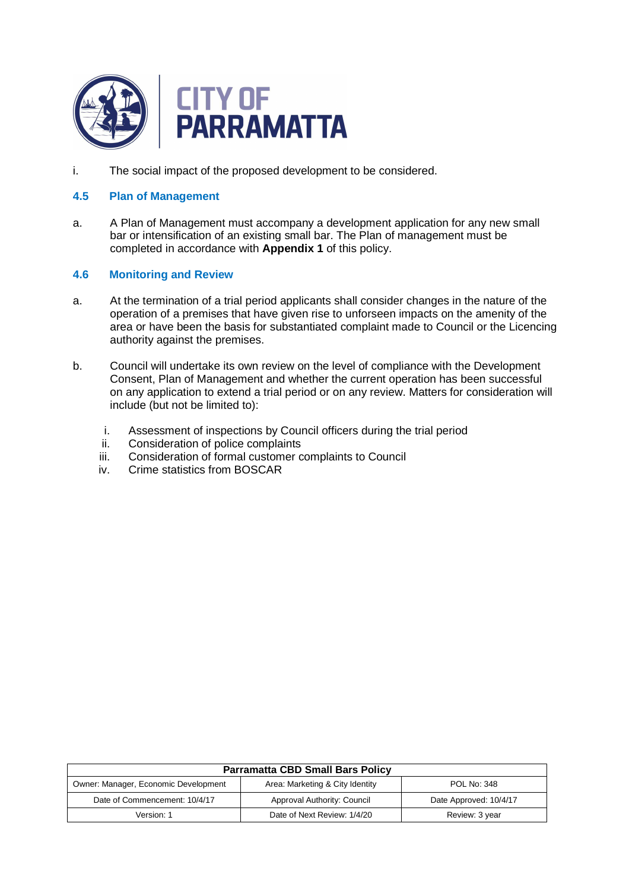i. The social impact of the proposed development to be considered.

### 4.5 Plan of Management

a. A Plan of Management must accompany a development application for any new small bar or intensification of an existing small bar. The Plan of management must be completed in accordance with **Appendix 1** of this policy.

### 4.6 Monitoring and Review

a. At the termination of a trial period applicants shall consider changes in the nature of the operation of a premises that have given rise to unforseen impacts on the amenity of the area or have been the basis for substantiated complaint made to Council or the Licencing authority against the premises.

b. Council will undertake its own review on the level of compliance with the Development Consent, Plan of Management and whether the current operation has been successful on any application to extend a trial period or on any review. Matters for consideration will include (but not be limited to):

   i. Assessment of inspections by Council officers during the trial period
   ii. Consideration of police complaints
   iii. Consideration of formal customer complaints to Council
   iv. Crime statistics from BOSCAR

| Parramatta CBD Small Bars Policy | | |
|---|---|---|
| Owner: Manager, Economic Development | Area: Marketing & City Identity | POL No: 348 |
| Date of Commencement: 10/4/17 | Approval Authority: Council | Date Approved: 10/4/17 |
| Version: 1 | Date of Next Review: 1/4/20 | Review: 3 year |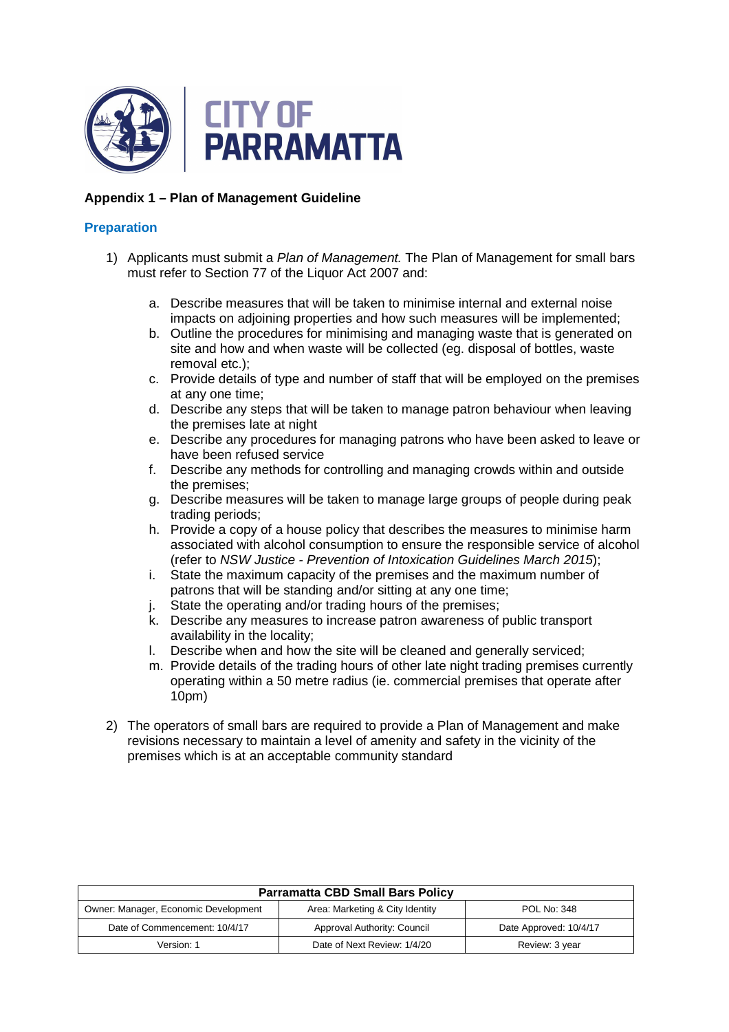## Appendix 1 – Plan of Management Guideline

### Preparation

1) Applicants must submit a *Plan of Management.* The Plan of Management for small bars must refer to Section 77 of the Liquor Act 2007 and:

    a. Describe measures that will be taken to minimise internal and external noise impacts on adjoining properties and how such measures will be implemented;
    b. Outline the procedures for minimising and managing waste that is generated on site and how and when waste will be collected (eg. disposal of bottles, waste removal etc.);
    c. Provide details of type and number of staff that will be employed on the premises at any one time;
    d. Describe any steps that will be taken to manage patron behaviour when leaving the premises late at night
    e. Describe any procedures for managing patrons who have been asked to leave or have been refused service
    f. Describe any methods for controlling and managing crowds within and outside the premises;
    g. Describe measures will be taken to manage large groups of people during peak trading periods;
    h. Provide a copy of a house policy that describes the measures to minimise harm associated with alcohol consumption to ensure the responsible service of alcohol (refer to *NSW Justice - Prevention of Intoxication Guidelines March 2015*);
    i. State the maximum capacity of the premises and the maximum number of patrons that will be standing and/or sitting at any one time;
    j. State the operating and/or trading hours of the premises;
    k. Describe any measures to increase patron awareness of public transport availability in the locality;
    l. Describe when and how the site will be cleaned and generally serviced;
    m. Provide details of the trading hours of other late night trading premises currently operating within a 50 metre radius (ie. commercial premises that operate after 10pm)

2) The operators of small bars are required to provide a Plan of Management and make revisions necessary to maintain a level of amenity and safety in the vicinity of the premises which is at an acceptable community standard